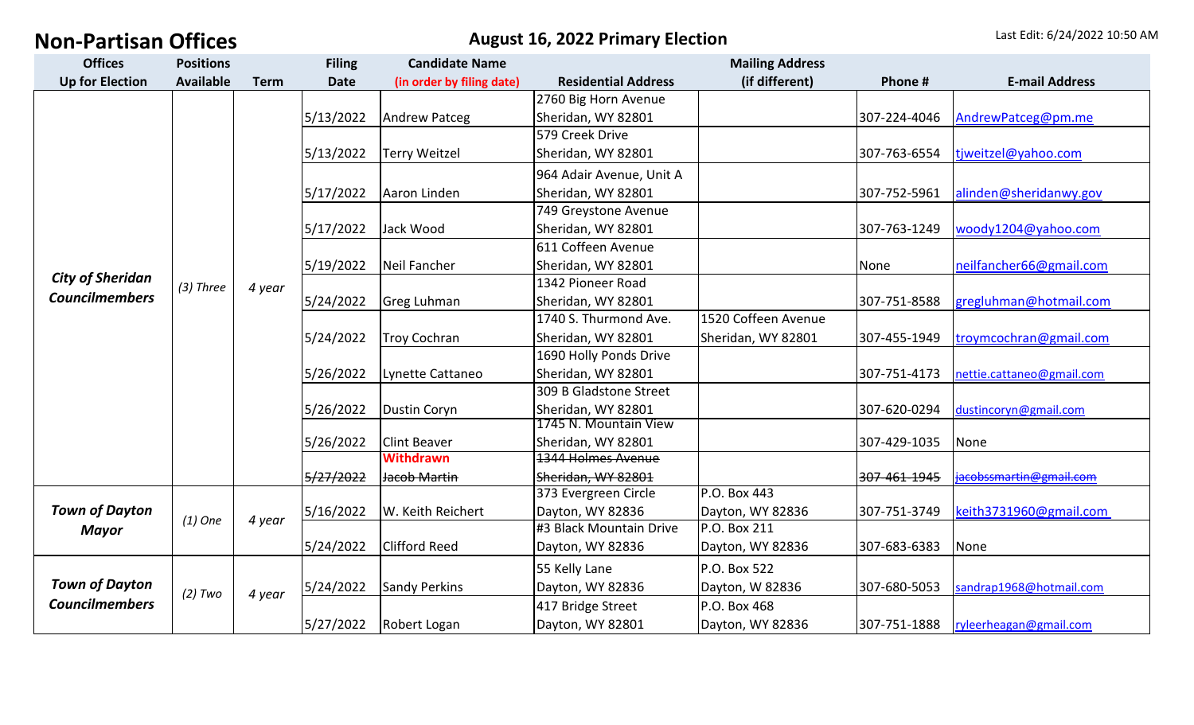# Non-Partisan Offices

## August 16, 2022 Primary Election

Last Edit: 6/24/2022 10:50 AM

| Offices Up for Election | Positions Available | Term | Filing Date | Candidate Name (in order by filing date) | Residential Address | Mailing Address (if different) | Phone # | E-mail Address |
|---|---|---|---|---|---|---|---|---|
| ***City of Sheridan Councilmembers*** | *(3) Three* | *4 year* | 5/13/2022 | Andrew Patceg | 2760 Big Horn Avenue Sheridan, WY 82801 | | 307-224-4046 | AndrewPatceg@pm.me |
| | | | 5/13/2022 | Terry Weitzel | 579 Creek Drive Sheridan, WY 82801 | | 307-763-6554 | tjweitzel@yahoo.com |
| | | | 5/17/2022 | Aaron Linden | 964 Adair Avenue, Unit A Sheridan, WY 82801 | | 307-752-5961 | alinden@sheridanwy.gov |
| | | | 5/17/2022 | Jack Wood | 749 Greystone Avenue Sheridan, WY 82801 | | 307-763-1249 | woody1204@yahoo.com |
| | | | 5/19/2022 | Neil Fancher | 611 Coffeen Avenue Sheridan, WY 82801 | | None | neilfancher66@gmail.com |
| | | | 5/24/2022 | Greg Luhman | 1342 Pioneer Road Sheridan, WY 82801 | | 307-751-8588 | gregluhman@hotmail.com |
| | | | 5/24/2022 | Troy Cochran | 1740 S. Thurmond Ave. Sheridan, WY 82801 | 1520 Coffeen Avenue Sheridan, WY 82801 | 307-455-1949 | troymcochran@gmail.com |
| | | | 5/26/2022 | Lynette Cattaneo | 1690 Holly Ponds Drive Sheridan, WY 82801 | | 307-751-4173 | nettie.cattaneo@gmail.com |
| | | | 5/26/2022 | Dustin Coryn | 309 B Gladstone Street Sheridan, WY 82801 | | 307-620-0294 | dustincoryn@gmail.com |
| | | | 5/26/2022 | Clint Beaver | 1745 N. Mountain View Sheridan, WY 82801 | | 307-429-1035 | None |
| | | | ~~5/27/2022~~ | **Withdrawn** ~~Jacob Martin~~ | ~~1344 Holmes Avenue Sheridan, WY 82801~~ | | ~~307-461-1945~~ | ~~jacobssmartin@gmail.com~~ |
| ***Town of Dayton Mayor*** | *(1) One* | *4 year* | 5/16/2022 | W. Keith Reichert | 373 Evergreen Circle Dayton, WY 82836 | P.O. Box 443 Dayton, WY 82836 | 307-751-3749 | keith3731960@gmail.com |
| | | | 5/24/2022 | Clifford Reed | #3 Black Mountain Drive Dayton, WY 82836 | P.O. Box 211 Dayton, WY 82836 | 307-683-6383 | None |
| ***Town of Dayton Councilmembers*** | *(2) Two* | *4 year* | 5/24/2022 | Sandy Perkins | 55 Kelly Lane Dayton, WY 82836 | P.O. Box 522 Dayton, W 82836 | 307-680-5053 | sandrap1968@hotmail.com |
| | | | 5/27/2022 | Robert Logan | 417 Bridge Street Dayton, WY 82801 | P.O. Box 468 Dayton, WY 82836 | 307-751-1888 | ryleerheagan@gmail.com |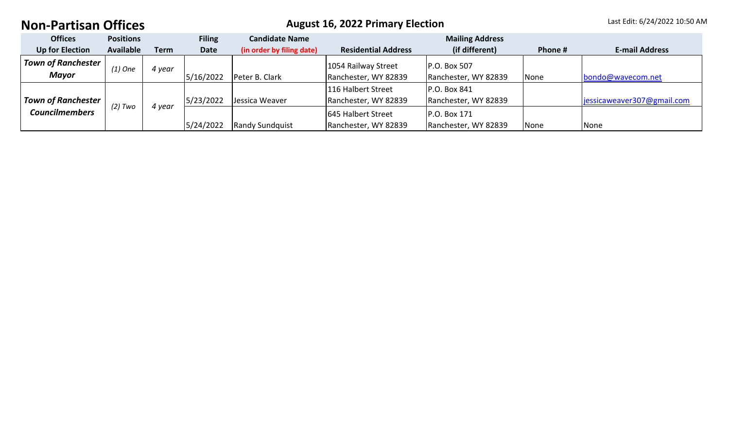# Non-Partisan Offices

## August 16, 2022 Primary Election

Last Edit: 6/24/2022 10:50 AM

| Offices Up for Election | Positions Available | Term | Filing Date | Candidate Name (in order by filing date) | Residential Address | Mailing Address (if different) | Phone # | E-mail Address |
|---|---|---|---|---|---|---|---|---|
| ***Town of Ranchester Mayor*** | *(1) One* | *4 year* | 5/16/2022 | Peter B. Clark | 1054 Railway Street Ranchester, WY 82839 | P.O. Box 507 Ranchester, WY 82839 | None | bondo@wavecom.net |
| ***Town of Ranchester Councilmembers*** | *(2) Two* | *4 year* | 5/23/2022 | Jessica Weaver | 116 Halbert Street Ranchester, WY 82839 | P.O. Box 841 Ranchester, WY 82839 | | jessicaweaver307@gmail.com |
| | | | 5/24/2022 | Randy Sundquist | 645 Halbert Street Ranchester, WY 82839 | P.O. Box 171 Ranchester, WY 82839 | None | None |